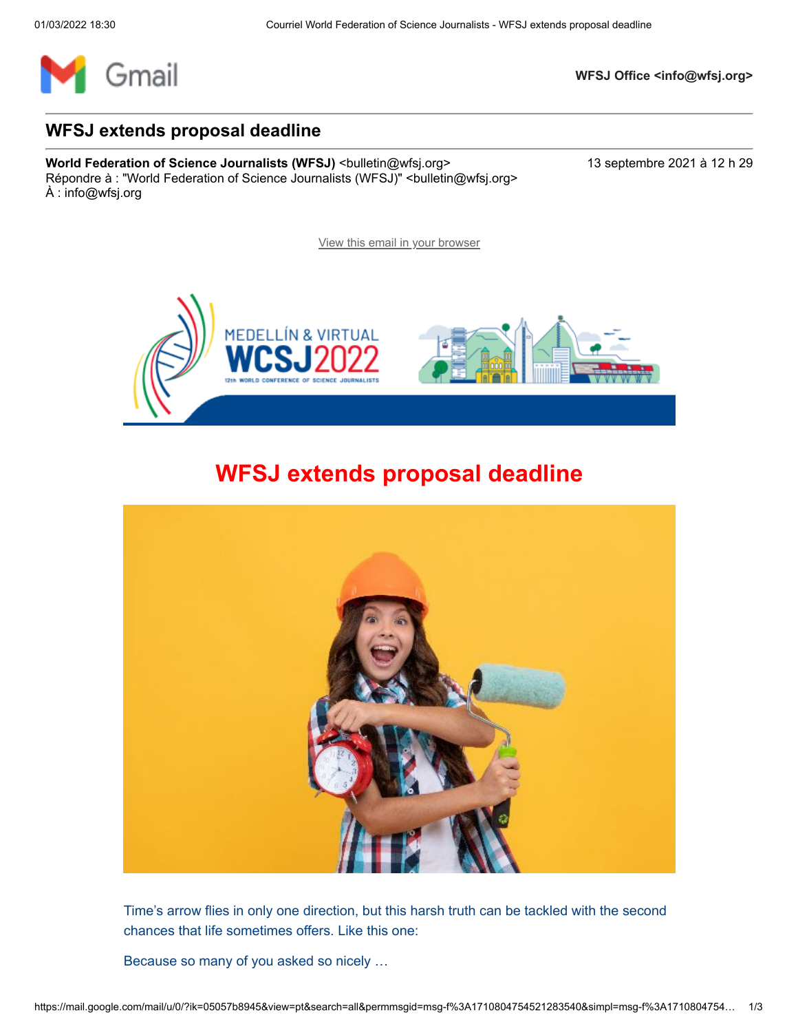WFSJ Office <info@wfsj.org>

# WFSJ extends proposal deadline

**World Federation of Science Journalists (WFSJ)** <bulletin@wfsj.org>
Répondre à : "World Federation of Science Journalists (WFSJ)" <bulletin@wfsj.org>
À : info@wfsj.org

13 septembre 2021 à 12 h 29

View this email in your browser

## WFSJ extends proposal deadline

Time's arrow flies in only one direction, but this harsh truth can be tackled with the second chances that life sometimes offers. Like this one:

Because so many of you asked so nicely …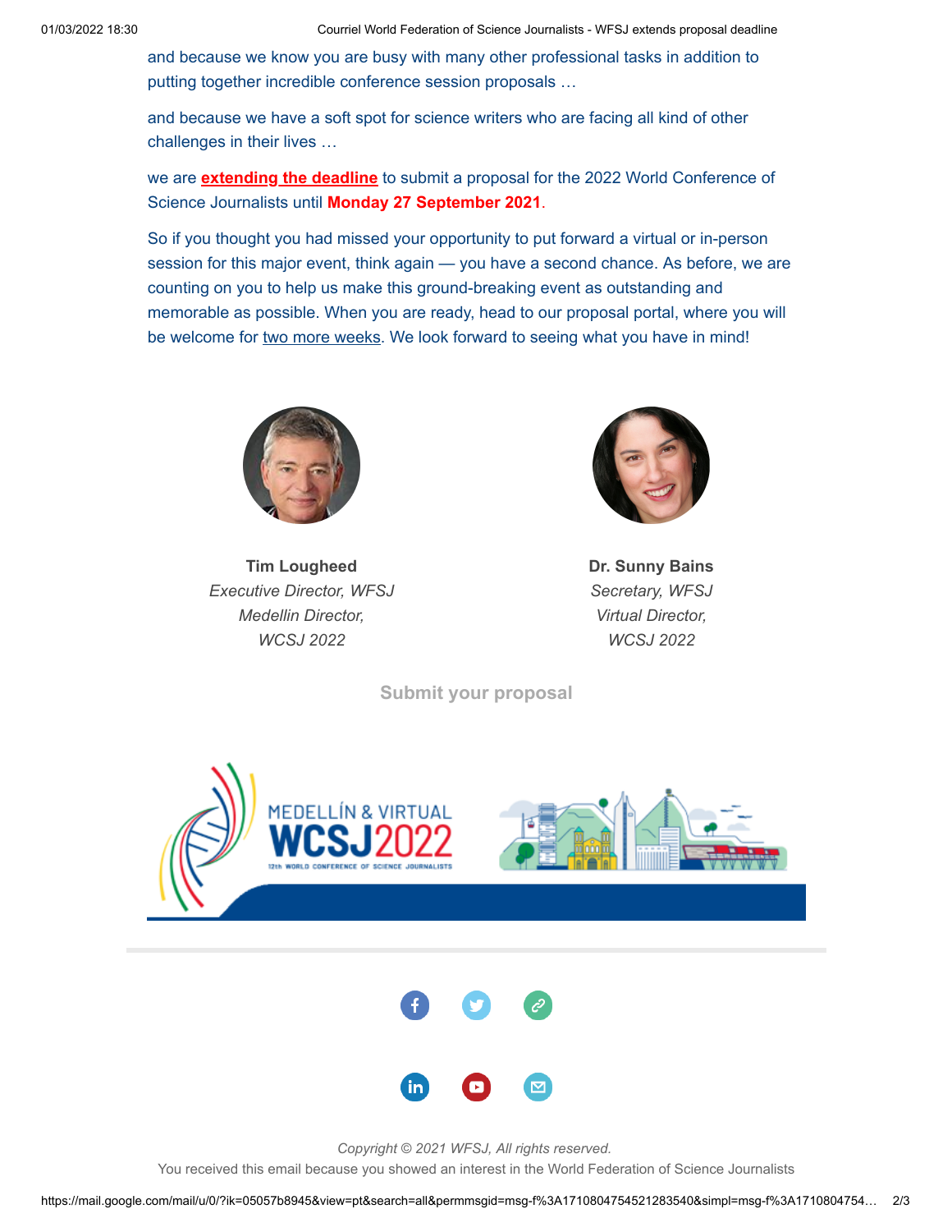and because we know you are busy with many other professional tasks in addition to putting together incredible conference session proposals …

and because we have a soft spot for science writers who are facing all kind of other challenges in their lives …

we are **extending the deadline** to submit a proposal for the 2022 World Conference of Science Journalists until **Monday 27 September 2021**.

So if you thought you had missed your opportunity to put forward a virtual or in-person session for this major event, think again — you have a second chance. As before, we are counting on you to help us make this ground-breaking event as outstanding and memorable as possible. When you are ready, head to our proposal portal, where you will be welcome for two more weeks. We look forward to seeing what you have in mind!

**Tim Lougheed**
*Executive Director, WFSJ*
*Medellin Director,*
*WCSJ 2022*

**Dr. Sunny Bains**
*Secretary, WFSJ*
*Virtual Director,*
*WCSJ 2022*

**Submit your proposal**

MEDELLÍN & VIRTUAL
WCSJ2022
12th WORLD CONFERENCE OF SCIENCE JOURNALISTS

*Copyright © 2021 WFSJ, All rights reserved.*
You received this email because you showed an interest in the World Federation of Science Journalists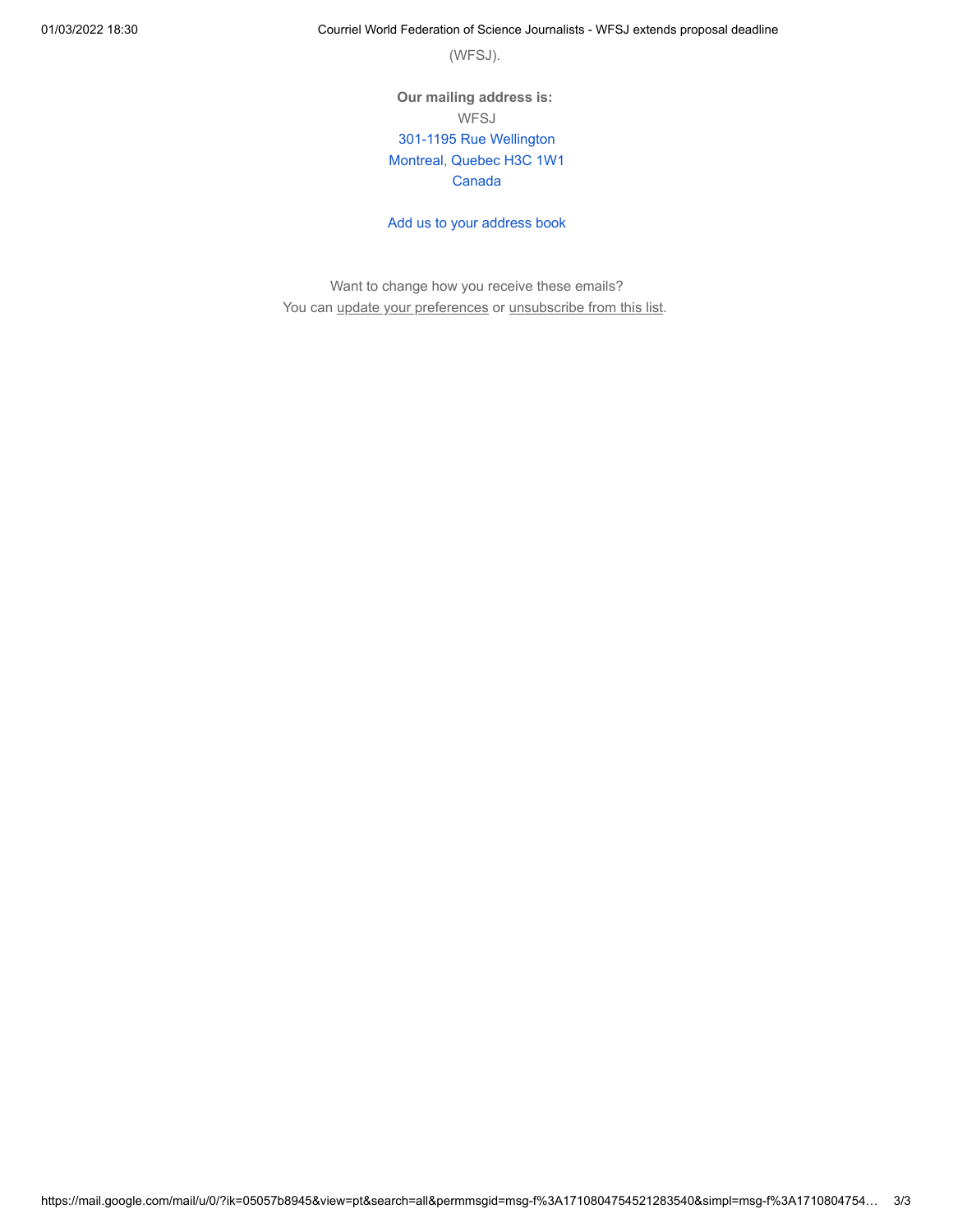(WFSJ).

**Our mailing address is:**
WFSJ
301-1195 Rue Wellington
Montreal, Quebec H3C 1W1
Canada

Add us to your address book

Want to change how you receive these emails?
You can update your preferences or unsubscribe from this list.